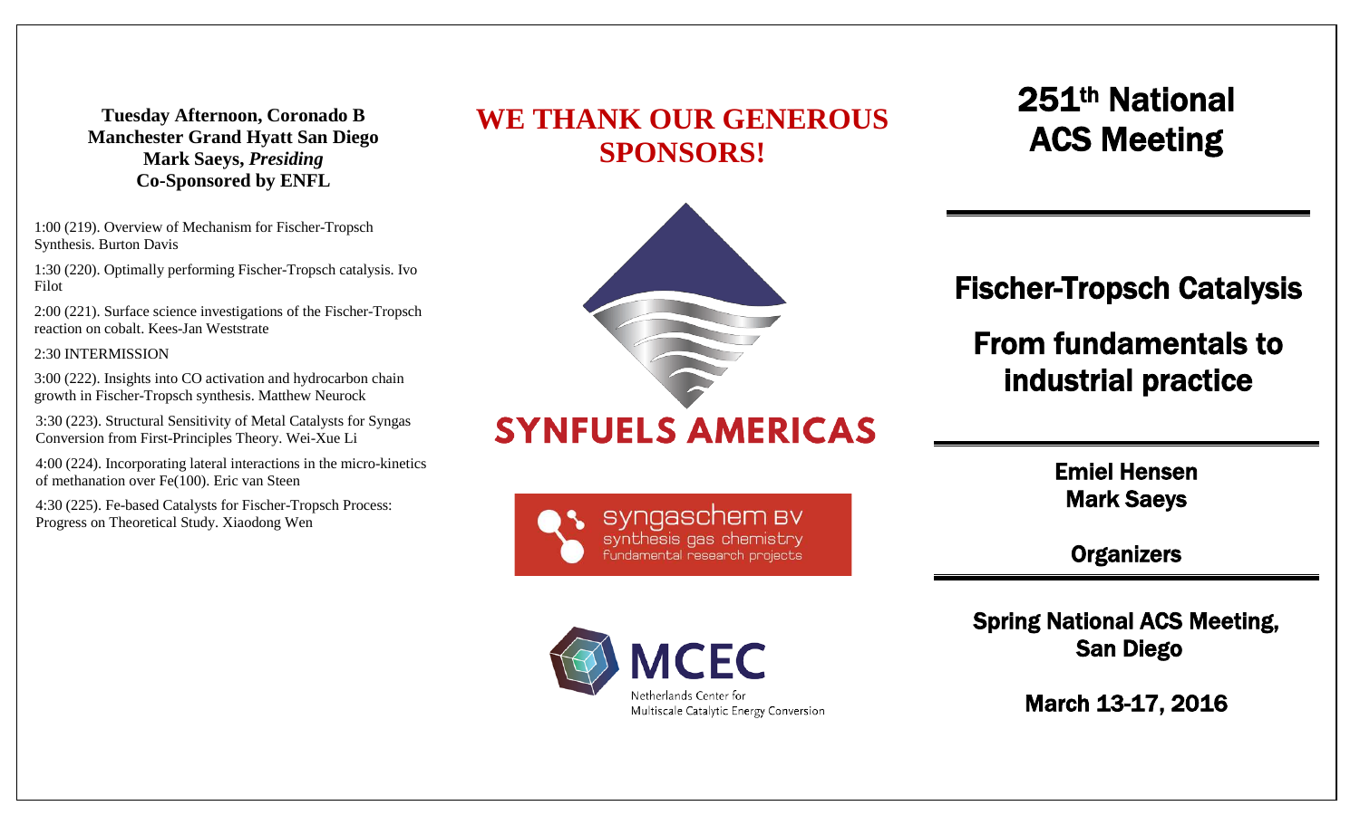**Tuesday Afternoon, Coronado B**
**Manchester Grand Hyatt San Diego**
**Mark Saeys, *Presiding***
**Co-Sponsored by ENFL**

1:00 (219). Overview of Mechanism for Fischer-Tropsch Synthesis. Burton Davis

1:30 (220). Optimally performing Fischer-Tropsch catalysis. Ivo Filot

2:00 (221). Surface science investigations of the Fischer-Tropsch reaction on cobalt. Kees-Jan Weststrate

2:30 INTERMISSION

3:00 (222). Insights into CO activation and hydrocarbon chain growth in Fischer-Tropsch synthesis. Matthew Neurock

3:30 (223). Structural Sensitivity of Metal Catalysts for Syngas Conversion from First-Principles Theory. Wei-Xue Li

4:00 (224). Incorporating lateral interactions in the micro-kinetics of methanation over Fe(100). Eric van Steen

4:30 (225). Fe-based Catalysts for Fischer-Tropsch Process: Progress on Theoretical Study. Xiaodong Wen

## WE THANK OUR GENEROUS SPONSORS!

SYNFUELS AMERICAS

syngaschem BV
synthesis gas chemistry
fundamental research projects

MCEC
Netherlands Center for
Multiscale Catalytic Energy Conversion

# 251th National ACS Meeting

---

# Fischer-Tropsch Catalysis

# From fundamentals to industrial practice

---

**Emiel Hensen**
**Mark Saeys**

**Organizers**

---

**Spring National ACS Meeting, San Diego**

**March 13-17, 2016**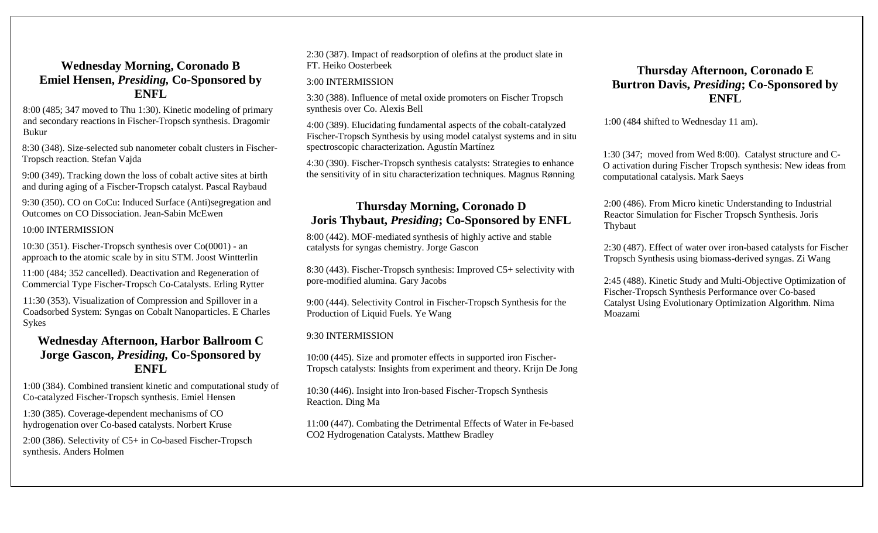## Wednesday Morning, Coronado B
## Emiel Hensen, *Presiding,* Co-Sponsored by ENFL

8:00 (485; 347 moved to Thu 1:30). Kinetic modeling of primary and secondary reactions in Fischer-Tropsch synthesis. Dragomir Bukur

8:30 (348). Size-selected sub nanometer cobalt clusters in Fischer-Tropsch reaction. Stefan Vajda

9:00 (349). Tracking down the loss of cobalt active sites at birth and during aging of a Fischer-Tropsch catalyst. Pascal Raybaud

9:30 (350). CO on CoCu: Induced Surface (Anti)segregation and Outcomes on CO Dissociation. Jean-Sabin McEwen

10:00 INTERMISSION

10:30 (351). Fischer-Tropsch synthesis over Co(0001) - an approach to the atomic scale by in situ STM. Joost Wintterlin

11:00 (484; 352 cancelled). Deactivation and Regeneration of Commercial Type Fischer-Tropsch Co-Catalysts. Erling Rytter

11:30 (353). Visualization of Compression and Spillover in a Coadsorbed System: Syngas on Cobalt Nanoparticles. E Charles Sykes

## Wednesday Afternoon, Harbor Ballroom C
## Jorge Gascon, *Presiding,* Co-Sponsored by ENFL

1:00 (384). Combined transient kinetic and computational study of Co-catalyzed Fischer-Tropsch synthesis. Emiel Hensen

1:30 (385). Coverage-dependent mechanisms of CO hydrogenation over Co-based catalysts. Norbert Kruse

2:00 (386). Selectivity of C5+ in Co-based Fischer-Tropsch synthesis. Anders Holmen

2:30 (387). Impact of readsorption of olefins at the product slate in FT. Heiko Oosterbeek

3:00 INTERMISSION

3:30 (388). Influence of metal oxide promoters on Fischer Tropsch synthesis over Co. Alexis Bell

4:00 (389). Elucidating fundamental aspects of the cobalt-catalyzed Fischer-Tropsch Synthesis by using model catalyst systems and in situ spectroscopic characterization. Agustín Martínez

4:30 (390). Fischer-Tropsch synthesis catalysts: Strategies to enhance the sensitivity of in situ characterization techniques. Magnus Rønning

## Thursday Morning, Coronado D
## Joris Thybaut, *Presiding*; Co-Sponsored by ENFL

8:00 (442). MOF-mediated synthesis of highly active and stable catalysts for syngas chemistry. Jorge Gascon

8:30 (443). Fischer-Tropsch synthesis: Improved C5+ selectivity with pore-modified alumina. Gary Jacobs

9:00 (444). Selectivity Control in Fischer-Tropsch Synthesis for the Production of Liquid Fuels. Ye Wang

9:30 INTERMISSION

10:00 (445). Size and promoter effects in supported iron Fischer-Tropsch catalysts: Insights from experiment and theory. Krijn De Jong

10:30 (446). Insight into Iron-based Fischer-Tropsch Synthesis Reaction. Ding Ma

11:00 (447). Combating the Detrimental Effects of Water in Fe-based $CO_2$ Hydrogenation Catalysts. Matthew Bradley

## Thursday Afternoon, Coronado E
## Burtron Davis, *Presiding*; Co-Sponsored by ENFL

1:00 (484 shifted to Wednesday 11 am).

1:30 (347; moved from Wed 8:00). Catalyst structure and C-O activation during Fischer Tropsch synthesis: New ideas from computational catalysis. Mark Saeys

2:00 (486). From Micro kinetic Understanding to Industrial Reactor Simulation for Fischer Tropsch Synthesis. Joris Thybaut

2:30 (487). Effect of water over iron-based catalysts for Fischer Tropsch Synthesis using biomass-derived syngas. Zi Wang

2:45 (488). Kinetic Study and Multi-Objective Optimization of Fischer-Tropsch Synthesis Performance over Co-based Catalyst Using Evolutionary Optimization Algorithm. Nima Moazami